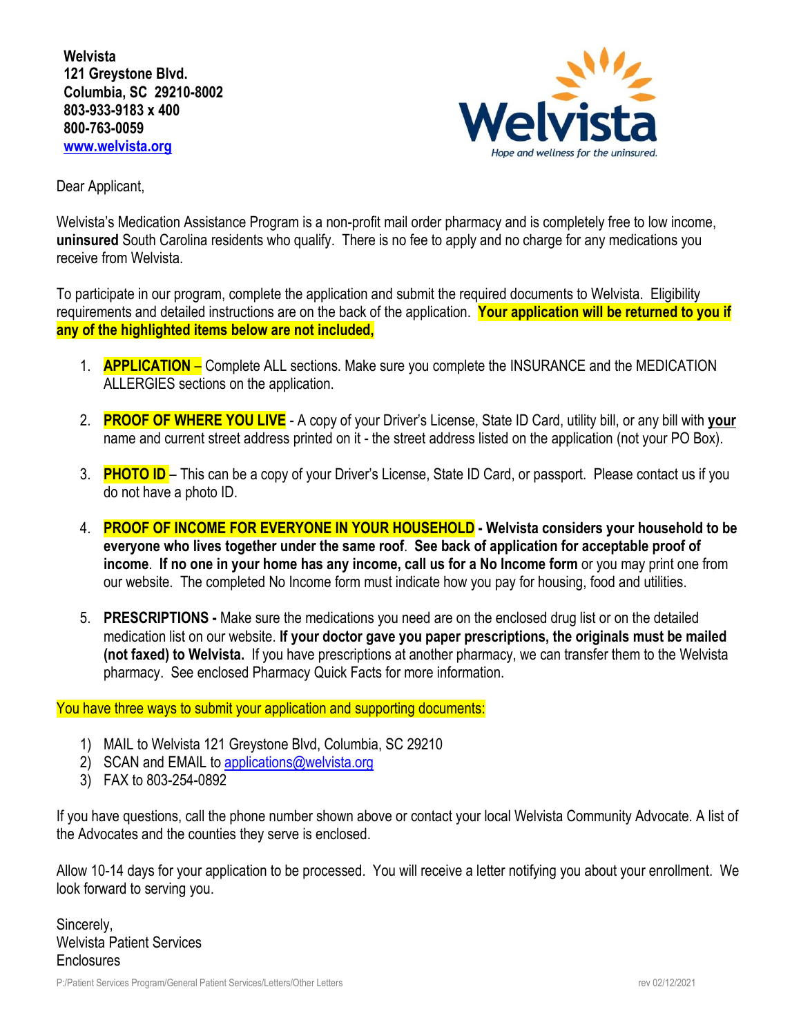**Welvista**
**121 Greystone Blvd.**
**Columbia, SC 29210-8002**
**803-933-9183 x 400**
**800-763-0059**
**www.welvista.org**

Welvista
Hope and wellness for the uninsured.

Dear Applicant,

Welvista's Medication Assistance Program is a non-profit mail order pharmacy and is completely free to low income, **uninsured** South Carolina residents who qualify. There is no fee to apply and no charge for any medications you receive from Welvista.

To participate in our program, complete the application and submit the required documents to Welvista. Eligibility requirements and detailed instructions are on the back of the application. **Your application will be returned to you if any of the highlighted items below are not included,**

1. **APPLICATION** – Complete ALL sections. Make sure you complete the INSURANCE and the MEDICATION ALLERGIES sections on the application.

2. **PROOF OF WHERE YOU LIVE** - A copy of your Driver's License, State ID Card, utility bill, or any bill with **your** name and current street address printed on it - the street address listed on the application (not your PO Box).

3. **PHOTO ID** – This can be a copy of your Driver's License, State ID Card, or passport. Please contact us if you do not have a photo ID.

4. **PROOF OF INCOME FOR EVERYONE IN YOUR HOUSEHOLD - Welvista considers your household to be everyone who lives together under the same roof**. **See back of application for acceptable proof of income**. **If no one in your home has any income, call us for a No Income form** or you may print one from our website. The completed No Income form must indicate how you pay for housing, food and utilities.

5. **PRESCRIPTIONS -** Make sure the medications you need are on the enclosed drug list or on the detailed medication list on our website. **If your doctor gave you paper prescriptions, the originals must be mailed (not faxed) to Welvista.** If you have prescriptions at another pharmacy, we can transfer them to the Welvista pharmacy. See enclosed Pharmacy Quick Facts for more information.

You have three ways to submit your application and supporting documents:

1) MAIL to Welvista 121 Greystone Blvd, Columbia, SC 29210
2) SCAN and EMAIL to applications@welvista.org
3) FAX to 803-254-0892

If you have questions, call the phone number shown above or contact your local Welvista Community Advocate. A list of the Advocates and the counties they serve is enclosed.

Allow 10-14 days for your application to be processed. You will receive a letter notifying you about your enrollment. We look forward to serving you.

Sincerely,
Welvista Patient Services
Enclosures

P:/Patient Services Program/General Patient Services/Letters/Other Letters rev 02/12/2021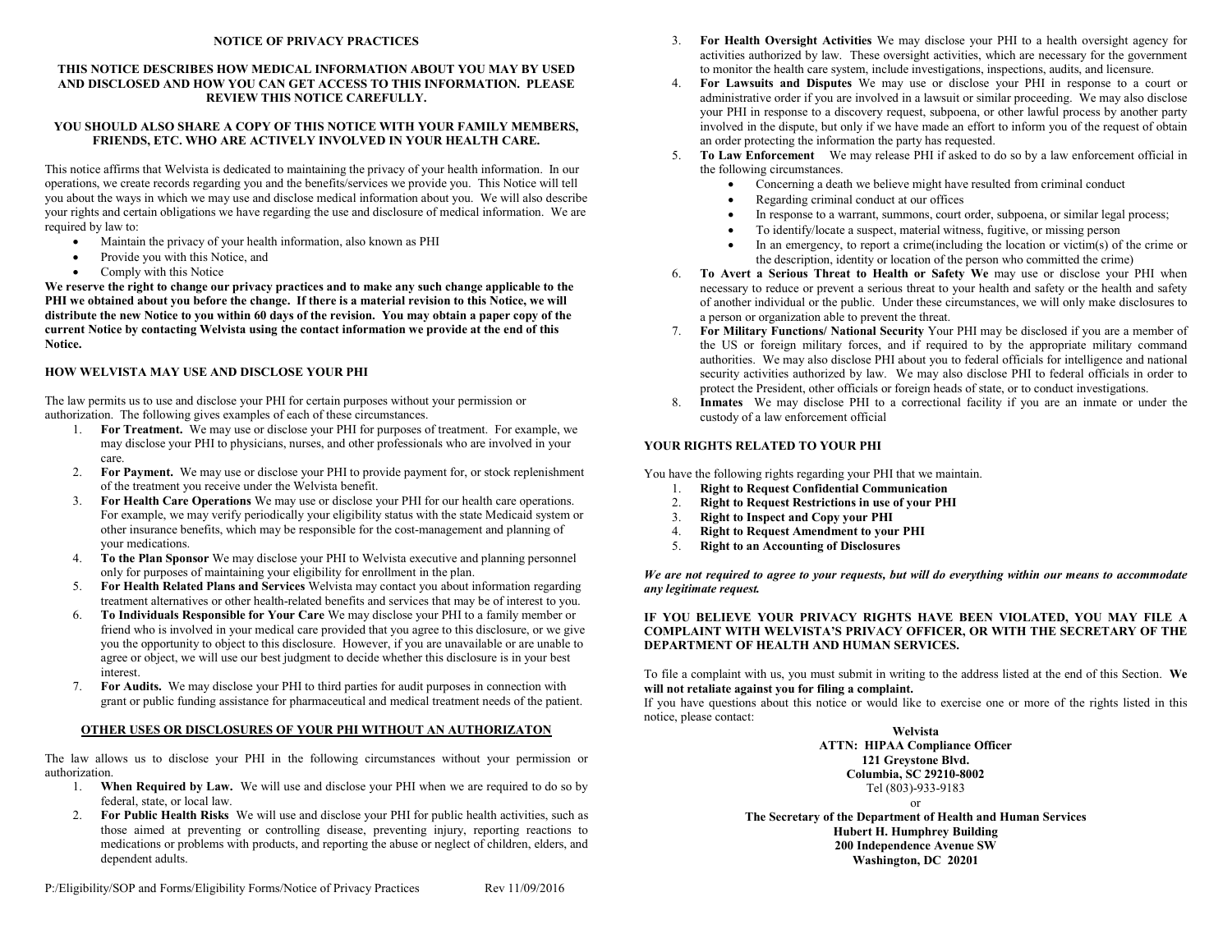**NOTICE OF PRIVACY PRACTICES**

**THIS NOTICE DESCRIBES HOW MEDICAL INFORMATION ABOUT YOU MAY BY USED AND DISCLOSED AND HOW YOU CAN GET ACCESS TO THIS INFORMATION. PLEASE REVIEW THIS NOTICE CAREFULLY.**

**YOU SHOULD ALSO SHARE A COPY OF THIS NOTICE WITH YOUR FAMILY MEMBERS, FRIENDS, ETC. WHO ARE ACTIVELY INVOLVED IN YOUR HEALTH CARE.**

This notice affirms that Welvista is dedicated to maintaining the privacy of your health information. In our operations, we create records regarding you and the benefits/services we provide you. This Notice will tell you about the ways in which we may use and disclose medical information about you. We will also describe your rights and certain obligations we have regarding the use and disclosure of medical information. We are required by law to:

- Maintain the privacy of your health information, also known as PHI
- Provide you with this Notice, and
- Comply with this Notice

**We reserve the right to change our privacy practices and to make any such change applicable to the PHI we obtained about you before the change. If there is a material revision to this Notice, we will distribute the new Notice to you within 60 days of the revision. You may obtain a paper copy of the current Notice by contacting Welvista using the contact information we provide at the end of this Notice.**

**HOW WELVISTA MAY USE AND DISCLOSE YOUR PHI**

The law permits us to use and disclose your PHI for certain purposes without your permission or authorization. The following gives examples of each of these circumstances.

1. **For Treatment.** We may use or disclose your PHI for purposes of treatment. For example, we may disclose your PHI to physicians, nurses, and other professionals who are involved in your care.
2. **For Payment.** We may use or disclose your PHI to provide payment for, or stock replenishment of the treatment you receive under the Welvista benefit.
3. **For Health Care Operations** We may use or disclose your PHI for our health care operations. For example, we may verify periodically your eligibility status with the state Medicaid system or other insurance benefits, which may be responsible for the cost-management and planning of your medications.
4. **To the Plan Sponsor** We may disclose your PHI to Welvista executive and planning personnel only for purposes of maintaining your eligibility for enrollment in the plan.
5. **For Health Related Plans and Services** Welvista may contact you about information regarding treatment alternatives or other health-related benefits and services that may be of interest to you.
6. **To Individuals Responsible for Your Care** We may disclose your PHI to a family member or friend who is involved in your medical care provided that you agree to this disclosure, or we give you the opportunity to object to this disclosure. However, if you are unavailable or are unable to agree or object, we will use our best judgment to decide whether this disclosure is in your best interest.
7. **For Audits.** We may disclose your PHI to third parties for audit purposes in connection with grant or public funding assistance for pharmaceutical and medical treatment needs of the patient.

**OTHER USES OR DISCLOSURES OF YOUR PHI WITHOUT AN AUTHORIZATON**

The law allows us to disclose your PHI in the following circumstances without your permission or authorization.

1. **When Required by Law.** We will use and disclose your PHI when we are required to do so by federal, state, or local law.
2. **For Public Health Risks** We will use and disclose your PHI for public health activities, such as those aimed at preventing or controlling disease, preventing injury, reporting reactions to medications or problems with products, and reporting the abuse or neglect of children, elders, and dependent adults.
3. **For Health Oversight Activities** We may disclose your PHI to a health oversight agency for activities authorized by law. These oversight activities, which are necessary for the government to monitor the health care system, include investigations, inspections, audits, and licensure.
4. **For Lawsuits and Disputes** We may use or disclose your PHI in response to a court or administrative order if you are involved in a lawsuit or similar proceeding. We may also disclose your PHI in response to a discovery request, subpoena, or other lawful process by another party involved in the dispute, but only if we have made an effort to inform you of the request of obtain an order protecting the information the party has requested.
5. **To Law Enforcement** We may release PHI if asked to do so by a law enforcement official in the following circumstances.
   - Concerning a death we believe might have resulted from criminal conduct
   - Regarding criminal conduct at our offices
   - In response to a warrant, summons, court order, subpoena, or similar legal process;
   - To identify/locate a suspect, material witness, fugitive, or missing person
   - In an emergency, to report a crime(including the location or victim(s) of the crime or the description, identity or location of the person who committed the crime)
6. **To Avert a Serious Threat to Health or Safety We** may use or disclose your PHI when necessary to reduce or prevent a serious threat to your health and safety or the health and safety of another individual or the public. Under these circumstances, we will only make disclosures to a person or organization able to prevent the threat.
7. **For Military Functions/ National Security** Your PHI may be disclosed if you are a member of the US or foreign military forces, and if required to by the appropriate military command authorities. We may also disclose PHI about you to federal officials for intelligence and national security activities authorized by law. We may also disclose PHI to federal officials in order to protect the President, other officials or foreign heads of state, or to conduct investigations.
8. **Inmates** We may disclose PHI to a correctional facility if you are an inmate or under the custody of a law enforcement official

**YOUR RIGHTS RELATED TO YOUR PHI**

You have the following rights regarding your PHI that we maintain.

1. **Right to Request Confidential Communication**
2. **Right to Request Restrictions in use of your PHI**
3. **Right to Inspect and Copy your PHI**
4. **Right to Request Amendment to your PHI**
5. **Right to an Accounting of Disclosures**

***We are not required to agree to your requests, but will do everything within our means to accommodate any legitimate request.***

**IF YOU BELIEVE YOUR PRIVACY RIGHTS HAVE BEEN VIOLATED, YOU MAY FILE A COMPLAINT WITH WELVISTA'S PRIVACY OFFICER, OR WITH THE SECRETARY OF THE DEPARTMENT OF HEALTH AND HUMAN SERVICES.**

To file a complaint with us, you must submit in writing to the address listed at the end of this Section. **We will not retaliate against you for filing a complaint.**

If you have questions about this notice or would like to exercise one or more of the rights listed in this notice, please contact:

**Welvista**
**ATTN: HIPAA Compliance Officer**
**121 Greystone Blvd.**
**Columbia, SC 29210-8002**
Tel (803)-933-9183

or

**The Secretary of the Department of Health and Human Services**
**Hubert H. Humphrey Building**
**200 Independence Avenue SW**
**Washington, DC 20201**

P:/Eligibility/SOP and Forms/Eligibility Forms/Notice of Privacy Practices Rev 11/09/2016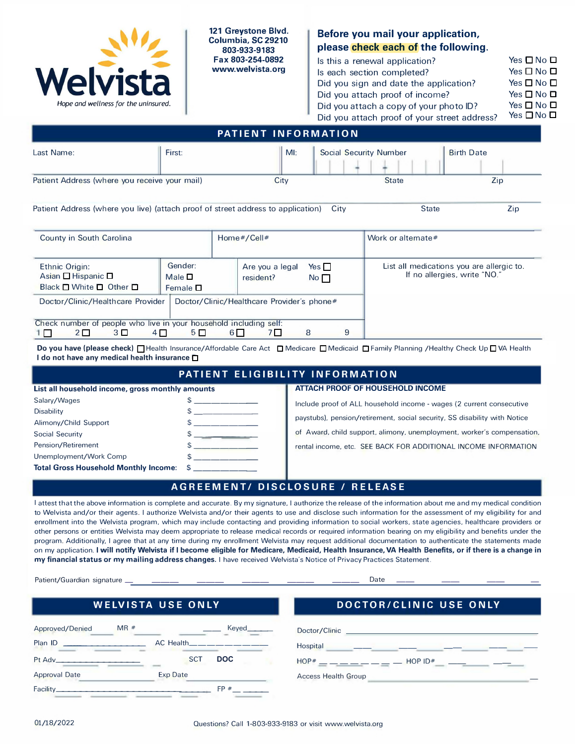Welvista

*Hope and wellness for the uninsured.*

**121 Greystone Blvd.**
**Columbia, SC 29210**
**803-933-9183**
**Fax 803-254-0892**
**www.welvista.org**

## Before you mail your application, please check each of the following.

| | |
|---|---|
| Is this a renewal application? | Yes ☐ No ☐ |
| Is each section completed? | Yes ☐ No ☐ |
| Did you sign and date the application? | Yes ☐ No ☐ |
| Did you attach proof of income? | Yes ☐ No ☐ |
| Did you attach a copy of your photo ID? | Yes ☐ No ☐ |
| Did you attach proof of your street address? | Yes ☐ No ☐ |

## PATIENT INFORMATION

| Last Name: | First: | MI: | Social Security Number | Birth Date |
|---|---|---|---|---|
| | | | ___ - __ - ____ | |

| Patient Address (where you receive your mail) | City | State | Zip |
|---|---|---|---|
| | | | |

| Patient Address (where you live) (attach proof of street address to application) | City | State | Zip |
|---|---|---|---|
| | | | |

| County in South Carolina | Home#/Cell# | Work or alternate# |
|---|---|---|
| | | |

| Ethnic Origin: Asian ☐ Hispanic ☐ Black ☐ White ☐ Other ☐ | Gender: Male ☐ Female ☐ | Are you a legal resident? Yes ☐ No ☐ | List all medications you are allergic to. If no allergies, write "NO." |
|---|---|---|---|

| Doctor/Clinic/Healthcare Provider | Doctor/Clinic/Healthcare Provider's phone# |
|---|---|
| | |

Check number of people who live in your household including self:
1 ☐ 2 ☐ 3 ☐ 4 ☐ 5 ☐ 6 ☐ 7 ☐ 8 9

**Do you have (please check)** ☐ Health Insurance/Affordable Care Act ☐ Medicare ☐ Medicaid ☐ Family Planning /Healthy Check Up ☐ VA Health
**I do not have any medical health insurance** ☐

## PATIENT ELIGIBILITY INFORMATION

**List all household income, gross monthly amounts**

| | |
|---|---|
| Salary/Wages | $ ____________ |
| Disability | $ ____________ |
| Alimony/Child Support | $ ____________ |
| Social Security | $ ____________ |
| Pension/Retirement | $ ____________ |
| Unemployment/Work Comp | $ ____________ |
| **Total Gross Household Monthly Income:** | $ ____________ |

**ATTACH PROOF OF HOUSEHOLD INCOME**

Include proof of ALL household income - wages (2 current consecutive paystubs), pension/retirement, social security, SS disability with Notice of Award, child support, alimony, unemployment, worker's compensation, rental income, etc. SEE BACK FOR ADDITIONAL INCOME INFORMATION

## AGREEMENT/ DISCLOSURE / RELEASE

I attest that the above information is complete and accurate. By my signature, I authorize the release of the information about me and my medical condition to Welvista and/or their agents. I authorize Welvista and/or their agents to use and disclose such information for the assessment of my eligibility for and enrollment into the Welvista program, which may include contacting and providing information to social workers, state agencies, healthcare providers or other persons or entities Welvista may deem appropriate to release medical records or required information bearing on my eligibility and benefits under the program. Additionally, I agree that at any time during my enrollment Welvista may request additional documentation to authenticate the statements made on my application. **I will notify Welvista if I become eligible for Medicare, Medicaid, Health Insurance, VA Health Benefits, or if there is a change in my financial status or my mailing address changes.** I have received Welvista's Notice of Privacy Practices Statement.

Patient/Guardian signature ______________________________ Date ______________

## WELVISTA USE ONLY

Approved/Denied ______ MR # ____________ Keyed______

Plan ID ______________ AC Health______________

Pt Adv______________ SCT **DOC**

Approval Date ______________ Exp Date ______________

Facility______________________ FP # ______

## DOCTOR/CLINIC USE ONLY

Doctor/Clinic ______________________

Hospital ______________________

HOP# ______________ HOP ID# ______________

Access Health Group ______________________

01/18/2022

Questions? Call 1-803-933-9183 or visit www.welvista.org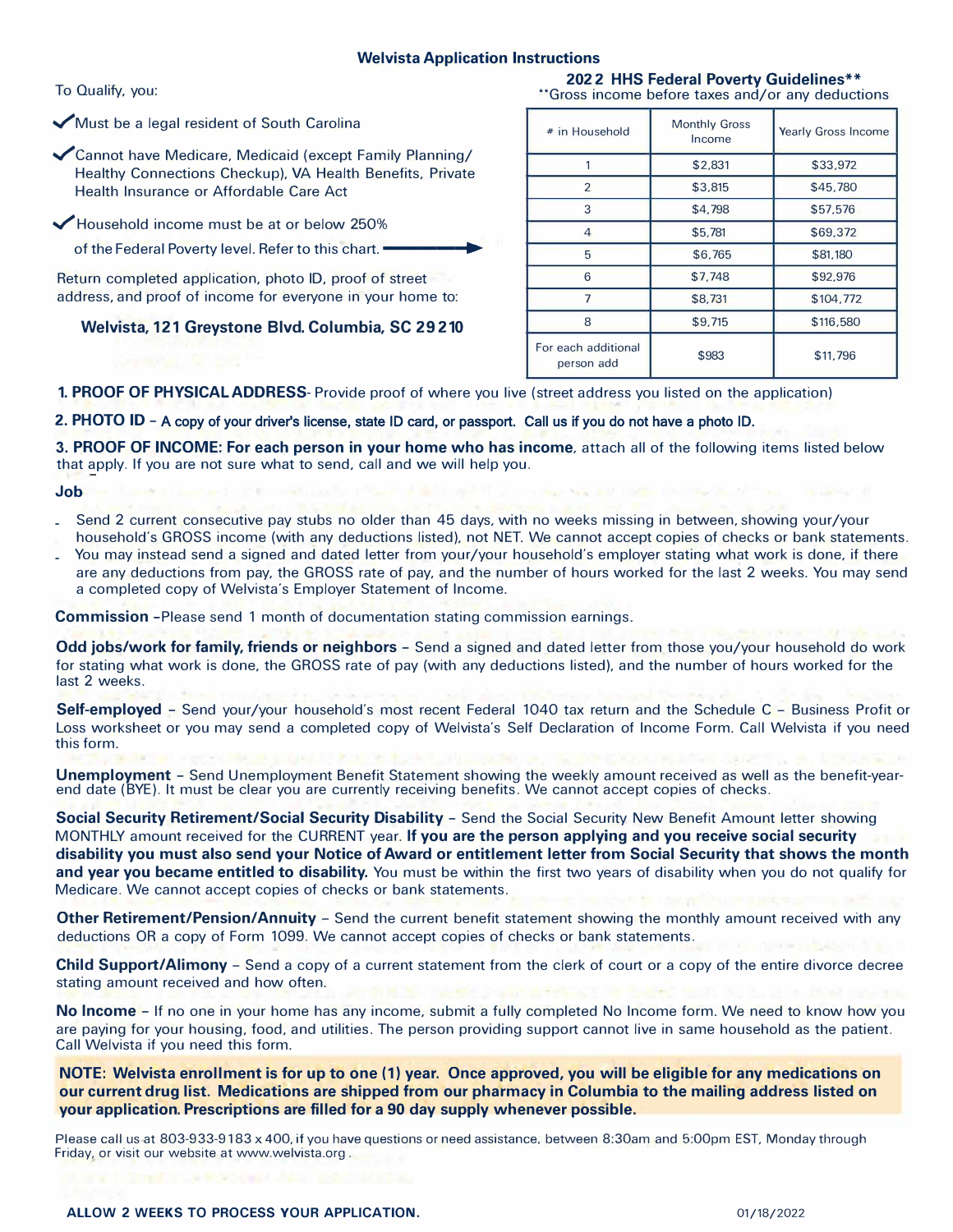# Welvista Application Instructions

To Qualify, you:

- ✓ Must be a legal resident of South Carolina
- ✓ Cannot have Medicare, Medicaid (except Family Planning/ Healthy Connections Checkup), VA Health Benefits, Private Health Insurance or Affordable Care Act
- ✓ Household income must be at or below 250% of the Federal Poverty level. Refer to this chart. →

Return completed application, photo ID, proof of street address, and proof of income for everyone in your home to:

**Welvista, 121 Greystone Blvd. Columbia, SC 29210**

**2022 HHS Federal Poverty Guidelines****

**Gross income before taxes and/or any deductions

| # in Household | Monthly Gross Income | Yearly Gross Income |
|---|---|---|
| 1 | $2,831 | $33,972 |
| 2 | $3,815 | $45,780 |
| 3 | $4,798 | $57,576 |
| 4 | $5,781 | $69,372 |
| 5 | $6,765 | $81,180 |
| 6 | $7,748 | $92,976 |
| 7 | $8,731 | $104,772 |
| 8 | $9,715 | $116,580 |
| For each additional person add | $983 | $11,796 |

**1. PROOF OF PHYSICAL ADDRESS**- Provide proof of where you live (street address you listed on the application)

**2. PHOTO ID** - A copy of your driver's license, state ID card, or passport. Call us if you do not have a photo ID.

**3. PROOF OF INCOME: For each person in your home who has income**, attach all of the following items listed below that apply. If you are not sure what to send, call and we will help you.

**Job**

- Send 2 current consecutive pay stubs no older than 45 days, with no weeks missing in between, showing your/your household's GROSS income (with any deductions listed), not NET. We cannot accept copies of checks or bank statements.
- You may instead send a signed and dated letter from your/your household's employer stating what work is done, if there are any deductions from pay, the GROSS rate of pay, and the number of hours worked for the last 2 weeks. You may send a completed copy of Welvista's Employer Statement of Income.

**Commission** -Please send 1 month of documentation stating commission earnings.

**Odd jobs/work for family, friends or neighbors** - Send a signed and dated letter from those you/your household do work for stating what work is done, the GROSS rate of pay (with any deductions listed), and the number of hours worked for the last 2 weeks.

**Self-employed** - Send your/your household's most recent Federal 1040 tax return and the Schedule C - Business Profit or Loss worksheet or you may send a completed copy of Welvista's Self Declaration of Income Form. Call Welvista if you need this form.

**Unemployment** - Send Unemployment Benefit Statement showing the weekly amount received as well as the benefit-year-end date (BYE). It must be clear you are currently receiving benefits. We cannot accept copies of checks.

**Social Security Retirement/Social Security Disability** - Send the Social Security New Benefit Amount letter showing MONTHLY amount received for the CURRENT year. **If you are the person applying and you receive social security disability you must also send your Notice of Award or entitlement letter from Social Security that shows the month and year you became entitled to disability.** You must be within the first two years of disability when you do not qualify for Medicare. We cannot accept copies of checks or bank statements.

**Other Retirement/Pension/Annuity** - Send the current benefit statement showing the monthly amount received with any deductions OR a copy of Form 1099. We cannot accept copies of checks or bank statements.

**Child Support/Alimony** - Send a copy of a current statement from the clerk of court or a copy of the entire divorce decree stating amount received and how often.

**No Income** - If no one in your home has any income, submit a fully completed No Income form. We need to know how you are paying for your housing, food, and utilities. The person providing support cannot live in same household as the patient. Call Welvista if you need this form.

**NOTE: Welvista enrollment is for up to one (1) year. Once approved, you will be eligible for any medications on our current drug list. Medications are shipped from our pharmacy in Columbia to the mailing address listed on your application. Prescriptions are filled for a 90 day supply whenever possible.**

Please call us at 803-933-9183 x 400, if you have questions or need assistance, between 8:30am and 5:00pm EST, Monday through Friday, or visit our website at www.welvista.org.

**ALLOW 2 WEEKS TO PROCESS YOUR APPLICATION.**

01/18/2022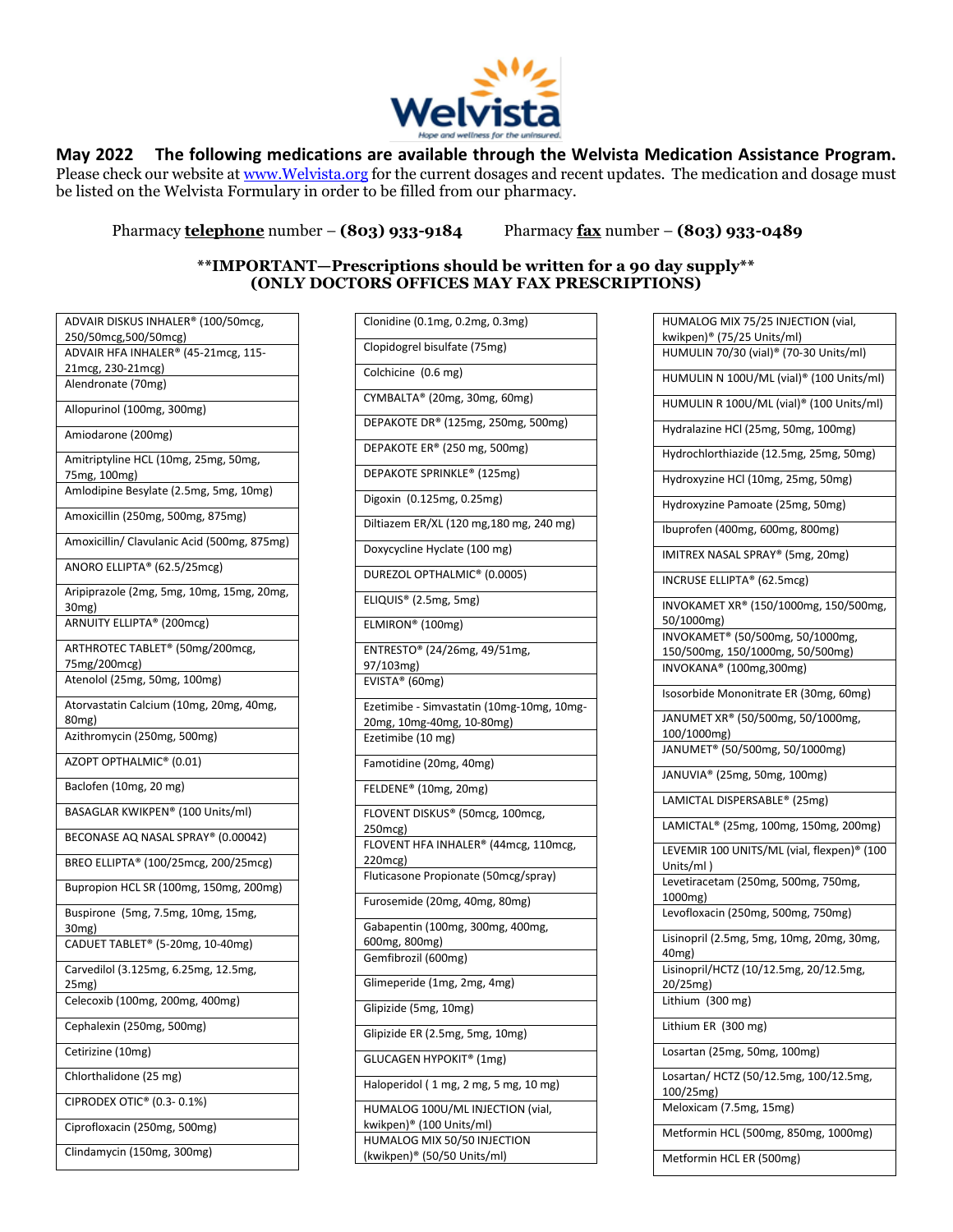**Welvista** — *Hope and wellness for the uninsured.*

**May 2022 The following medications are available through the Welvista Medication Assistance Program.**
Please check our website at www.Welvista.org for the current dosages and recent updates. The medication and dosage must be listed on the Welvista Formulary in order to be filled from our pharmacy.

Pharmacy **telephone** number – **(803) 933-9184** Pharmacy **fax** number – **(803) 933-0489**

**\*\*IMPORTANT—Prescriptions should be written for a 90 day supply\*\***
**(ONLY DOCTORS OFFICES MAY FAX PRESCRIPTIONS)**

- ADVAIR DISKUS INHALER® (100/50mcg, 250/50mcg,500/50mcg)
- ADVAIR HFA INHALER® (45-21mcg, 115-21mcg, 230-21mcg)
- Alendronate (70mg)
- Allopurinol (100mg, 300mg)
- Amiodarone (200mg)
- Amitriptyline HCL (10mg, 25mg, 50mg, 75mg, 100mg)
- Amlodipine Besylate (2.5mg, 5mg, 10mg)
- Amoxicillin (250mg, 500mg, 875mg)
- Amoxicillin/ Clavulanic Acid (500mg, 875mg)
- ANORO ELLIPTA® (62.5/25mcg)
- Aripiprazole (2mg, 5mg, 10mg, 15mg, 20mg, 30mg)
- ARNUITY ELLIPTA® (200mcg)
- ARTHROTEC TABLET® (50mg/200mcg, 75mg/200mcg)
- Atenolol (25mg, 50mg, 100mg)
- Atorvastatin Calcium (10mg, 20mg, 40mg, 80mg)
- Azithromycin (250mg, 500mg)
- AZOPT OPTHALMIC® (0.01)
- Baclofen (10mg, 20 mg)
- BASAGLAR KWIKPEN® (100 Units/ml)
- BECONASE AQ NASAL SPRAY® (0.00042)
- BREO ELLIPTA® (100/25mcg, 200/25mcg)
- Bupropion HCL SR (100mg, 150mg, 200mg)
- Buspirone (5mg, 7.5mg, 10mg, 15mg, 30mg)
- CADUET TABLET® (5-20mg, 10-40mg)
- Carvedilol (3.125mg, 6.25mg, 12.5mg, 25mg)
- Celecoxib (100mg, 200mg, 400mg)
- Cephalexin (250mg, 500mg)
- Cetirizine (10mg)
- Chlorthalidone (25 mg)
- CIPRODEX OTIC® (0.3- 0.1%)
- Ciprofloxacin (250mg, 500mg)
- Clindamycin (150mg, 300mg)
- Clonidine (0.1mg, 0.2mg, 0.3mg)
- Clopidogrel bisulfate (75mg)
- Colchicine (0.6 mg)
- CYMBALTA® (20mg, 30mg, 60mg)
- DEPAKOTE DR® (125mg, 250mg, 500mg)
- DEPAKOTE ER® (250 mg, 500mg)
- DEPAKOTE SPRINKLE® (125mg)
- Digoxin (0.125mg, 0.25mg)
- Diltiazem ER/XL (120 mg,180 mg, 240 mg)
- Doxycycline Hyclate (100 mg)
- DUREZOL OPTHALMIC® (0.0005)
- ELIQUIS® (2.5mg, 5mg)
- ELMIRON® (100mg)
- ENTRESTO® (24/26mg, 49/51mg, 97/103mg)
- EVISTA® (60mg)
- Ezetimibe - Simvastatin (10mg-10mg, 10mg-20mg, 10mg-40mg, 10-80mg)
- Ezetimibe (10 mg)
- Famotidine (20mg, 40mg)
- FELDENE® (10mg, 20mg)
- FLOVENT DISKUS® (50mcg, 100mcg, 250mcg)
- FLOVENT HFA INHALER® (44mcg, 110mcg, 220mcg)
- Fluticasone Propionate (50mcg/spray)
- Furosemide (20mg, 40mg, 80mg)
- Gabapentin (100mg, 300mg, 400mg, 600mg, 800mg)
- Gemfibrozil (600mg)
- Glimeperide (1mg, 2mg, 4mg)
- Glipizide (5mg, 10mg)
- Glipizide ER (2.5mg, 5mg, 10mg)
- GLUCAGEN HYPOKIT® (1mg)
- Haloperidol ( 1 mg, 2 mg, 5 mg, 10 mg)
- HUMALOG 100U/ML INJECTION (vial, kwikpen)® (100 Units/ml)
- HUMALOG MIX 50/50 INJECTION (kwikpen)® (50/50 Units/ml)
- HUMALOG MIX 75/25 INJECTION (vial, kwikpen)® (75/25 Units/ml)
- HUMULIN 70/30 (vial)® (70-30 Units/ml)
- HUMULIN N 100U/ML (vial)® (100 Units/ml)
- HUMULIN R 100U/ML (vial)® (100 Units/ml)
- Hydralazine HCl (25mg, 50mg, 100mg)
- Hydrochlorthiazide (12.5mg, 25mg, 50mg)
- Hydroxyzine HCl (10mg, 25mg, 50mg)
- Hydroxyzine Pamoate (25mg, 50mg)
- Ibuprofen (400mg, 600mg, 800mg)
- IMITREX NASAL SPRAY® (5mg, 20mg)
- INCRUSE ELLIPTA® (62.5mcg)
- INVOKAMET XR® (150/1000mg, 150/500mg, 50/1000mg)
- INVOKAMET® (50/500mg, 50/1000mg, 150/500mg, 150/1000mg, 50/500mg)
- INVOKANA® (100mg,300mg)
- Isosorbide Mononitrate ER (30mg, 60mg)
- JANUMET XR® (50/500mg, 50/1000mg, 100/1000mg)
- JANUMET® (50/500mg, 50/1000mg)
- JANUVIA® (25mg, 50mg, 100mg)
- LAMICTAL DISPERSABLE® (25mg)
- LAMICTAL® (25mg, 100mg, 150mg, 200mg)
- LEVEMIR 100 UNITS/ML (vial, flexpen)® (100 Units/ml )
- Levetiracetam (250mg, 500mg, 750mg, 1000mg)
- Levofloxacin (250mg, 500mg, 750mg)
- Lisinopril (2.5mg, 5mg, 10mg, 20mg, 30mg, 40mg)
- Lisinopril/HCTZ (10/12.5mg, 20/12.5mg, 20/25mg)
- Lithium (300 mg)
- Lithium ER (300 mg)
- Losartan (25mg, 50mg, 100mg)
- Losartan/ HCTZ (50/12.5mg, 100/12.5mg, 100/25mg)
- Meloxicam (7.5mg, 15mg)
- Metformin HCL (500mg, 850mg, 1000mg)
- Metformin HCL ER (500mg)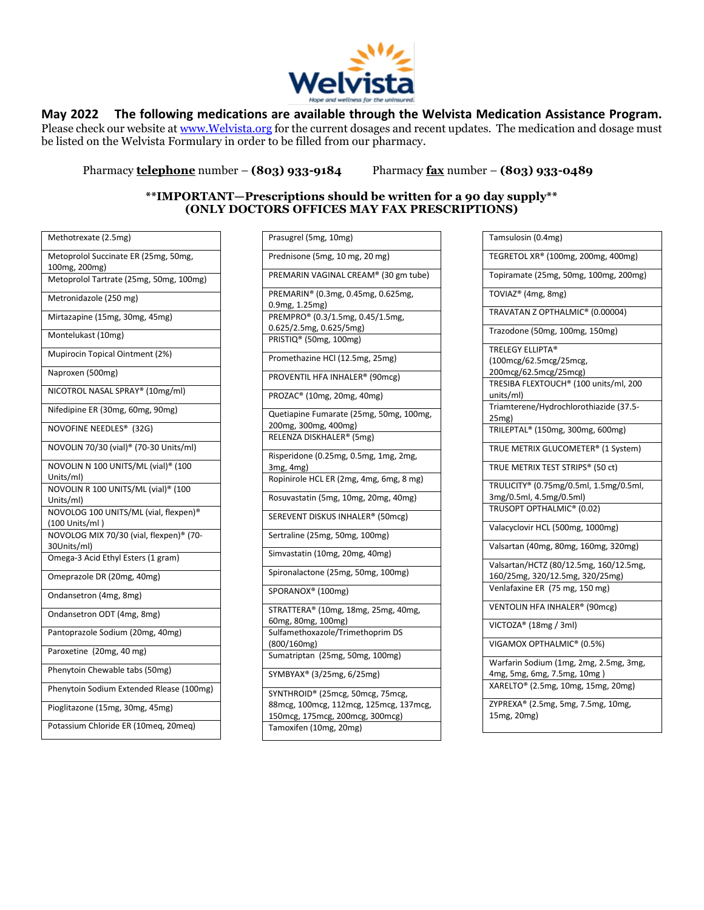Welvista
Hope and wellness for the uninsured.

**May 2022 The following medications are available through the Welvista Medication Assistance Program.**
Please check our website at www.Welvista.org for the current dosages and recent updates. The medication and dosage must be listed on the Welvista Formulary in order to be filled from our pharmacy.

Pharmacy **telephone** number – **(803) 933-9184** Pharmacy **fax** number – **(803) 933-0489**

**\*\*IMPORTANT—Prescriptions should be written for a 90 day supply\*\***
**(ONLY DOCTORS OFFICES MAY FAX PRESCRIPTIONS)**

- Methotrexate (2.5mg)
- Metoprolol Succinate ER (25mg, 50mg, 100mg, 200mg)
- Metoprolol Tartrate (25mg, 50mg, 100mg)
- Metronidazole (250 mg)
- Mirtazapine (15mg, 30mg, 45mg)
- Montelukast (10mg)
- Mupirocin Topical Ointment (2%)
- Naproxen (500mg)
- NICOTROL NASAL SPRAY® (10mg/ml)
- Nifedipine ER (30mg, 60mg, 90mg)
- NOVOFINE NEEDLES® (32G)
- NOVOLIN 70/30 (vial)® (70-30 Units/ml)
- NOVOLIN N 100 UNITS/ML (vial)® (100 Units/ml)
- NOVOLIN R 100 UNITS/ML (vial)® (100 Units/ml)
- NOVOLOG 100 UNITS/ML (vial, flexpen)® (100 Units/ml )
- NOVOLOG MIX 70/30 (vial, flexpen)® (70-30Units/ml)
- Omega-3 Acid Ethyl Esters (1 gram)
- Omeprazole DR (20mg, 40mg)
- Ondansetron (4mg, 8mg)
- Ondansetron ODT (4mg, 8mg)
- Pantoprazole Sodium (20mg, 40mg)
- Paroxetine (20mg, 40 mg)
- Phenytoin Chewable tabs (50mg)
- Phenytoin Sodium Extended Rlease (100mg)
- Pioglitazone (15mg, 30mg, 45mg)
- Potassium Chloride ER (10meq, 20meq)
- Prasugrel (5mg, 10mg)
- Prednisone (5mg, 10 mg, 20 mg)
- PREMARIN VAGINAL CREAM® (30 gm tube)
- PREMARIN® (0.3mg, 0.45mg, 0.625mg, 0.9mg, 1.25mg)
- PREMPRO® (0.3/1.5mg, 0.45/1.5mg, 0.625/2.5mg, 0.625/5mg)
- PRISTIQ® (50mg, 100mg)
- Promethazine HCl (12.5mg, 25mg)
- PROVENTIL HFA INHALER® (90mcg)
- PROZAC® (10mg, 20mg, 40mg)
- Quetiapine Fumarate (25mg, 50mg, 100mg, 200mg, 300mg, 400mg)
- RELENZA DISKHALER® (5mg)
- Risperidone (0.25mg, 0.5mg, 1mg, 2mg, 3mg, 4mg)
- Ropinirole HCL ER (2mg, 4mg, 6mg, 8 mg)
- Rosuvastatin (5mg, 10mg, 20mg, 40mg)
- SEREVENT DISKUS INHALER® (50mcg)
- Sertraline (25mg, 50mg, 100mg)
- Simvastatin (10mg, 20mg, 40mg)
- Spironalactone (25mg, 50mg, 100mg)
- SPORANOX® (100mg)
- STRATTERA® (10mg, 18mg, 25mg, 40mg, 60mg, 80mg, 100mg)
- Sulfamethoxazole/Trimethoprim DS (800/160mg)
- Sumatriptan (25mg, 50mg, 100mg)
- SYMBYAX® (3/25mg, 6/25mg)
- SYNTHROID® (25mcg, 50mcg, 75mcg, 88mcg, 100mcg, 112mcg, 125mcg, 137mcg, 150mcg, 175mcg, 200mcg, 300mcg)
- Tamoxifen (10mg, 20mg)
- Tamsulosin (0.4mg)
- TEGRETOL XR® (100mg, 200mg, 400mg)
- Topiramate (25mg, 50mg, 100mg, 200mg)
- TOVIAZ® (4mg, 8mg)
- TRAVATAN Z OPTHALMIC® (0.00004)
- Trazodone (50mg, 100mg, 150mg)
- TRELEGY ELLIPTA® (100mcg/62.5mcg/25mcg, 200mcg/62.5mcg/25mcg)
- TRESIBA FLEXTOUCH® (100 units/ml, 200 units/ml)
- Triamterene/Hydrochlorothiazide (37.5-25mg)
- TRILEPTAL® (150mg, 300mg, 600mg)
- TRUE METRIX GLUCOMETER® (1 System)
- TRUE METRIX TEST STRIPS® (50 ct)
- TRULICITY® (0.75mg/0.5ml, 1.5mg/0.5ml, 3mg/0.5ml, 4.5mg/0.5ml)
- TRUSOPT OPTHALMIC® (0.02)
- Valacyclovir HCL (500mg, 1000mg)
- Valsartan (40mg, 80mg, 160mg, 320mg)
- Valsartan/HCTZ (80/12.5mg, 160/12.5mg, 160/25mg, 320/12.5mg, 320/25mg)
- Venlafaxine ER (75 mg, 150 mg)
- VENTOLIN HFA INHALER® (90mcg)
- VICTOZA® (18mg / 3ml)
- VIGAMOX OPTHALMIC® (0.5%)
- Warfarin Sodium (1mg, 2mg, 2.5mg, 3mg, 4mg, 5mg, 6mg, 7.5mg, 10mg )
- XARELTO® (2.5mg, 10mg, 15mg, 20mg)
- ZYPREXA® (2.5mg, 5mg, 7.5mg, 10mg, 15mg, 20mg)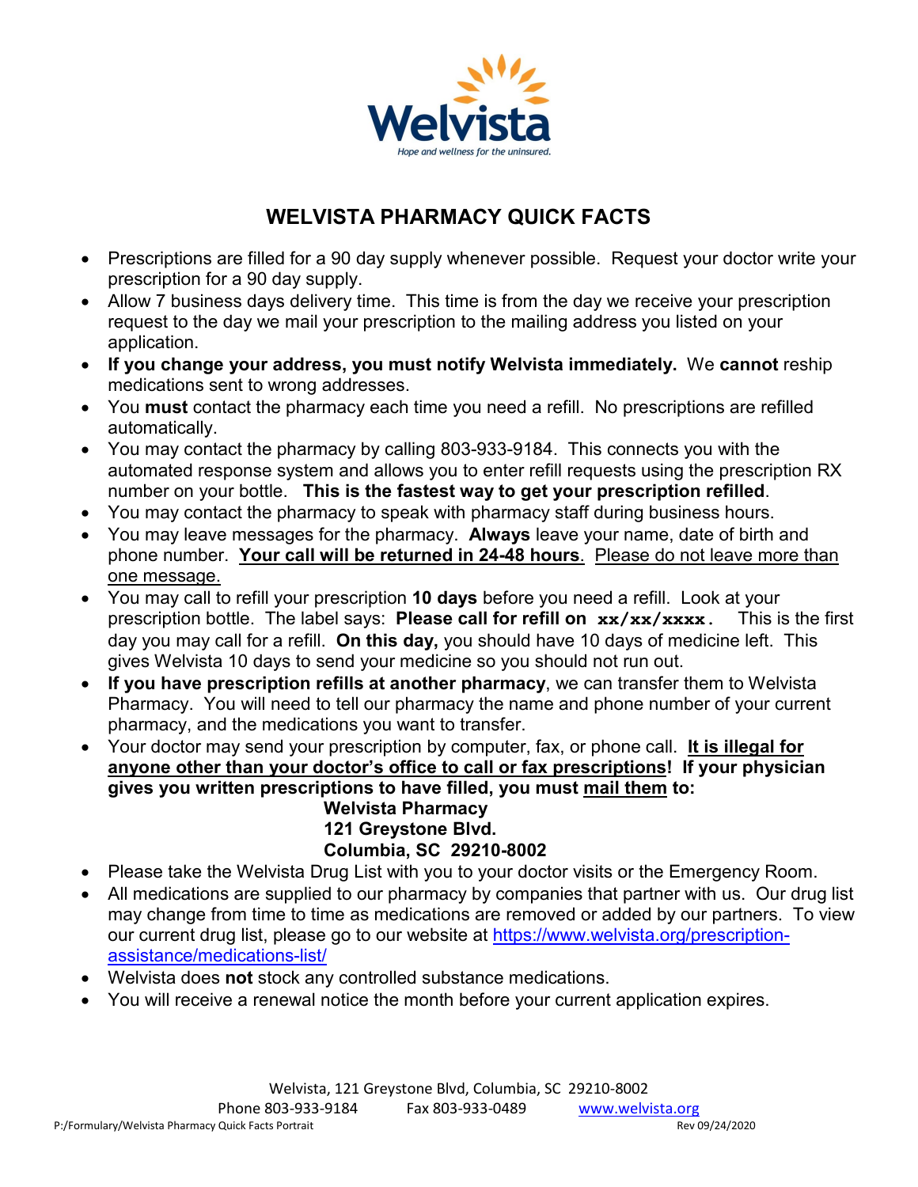Welvista

*Hope and wellness for the uninsured.*

# WELVISTA PHARMACY QUICK FACTS

- Prescriptions are filled for a 90 day supply whenever possible. Request your doctor write your prescription for a 90 day supply.
- Allow 7 business days delivery time. This time is from the day we receive your prescription request to the day we mail your prescription to the mailing address you listed on your application.
- **If you change your address, you must notify Welvista immediately.** We **cannot** reship medications sent to wrong addresses.
- You **must** contact the pharmacy each time you need a refill. No prescriptions are refilled automatically.
- You may contact the pharmacy by calling 803-933-9184. This connects you with the automated response system and allows you to enter refill requests using the prescription RX number on your bottle. **This is the fastest way to get your prescription refilled**.
- You may contact the pharmacy to speak with pharmacy staff during business hours.
- You may leave messages for the pharmacy. **Always** leave your name, date of birth and phone number. <u>**Your call will be returned in 24-48 hours**</u>. <u>Please do not leave more than one message.</u>
- You may call to refill your prescription **10 days** before you need a refill. Look at your prescription bottle. The label says: **Please call for refill on `xx/xx/xxxx`.** This is the first day you may call for a refill. **On this day,** you should have 10 days of medicine left. This gives Welvista 10 days to send your medicine so you should not run out.
- **If you have prescription refills at another pharmacy**, we can transfer them to Welvista Pharmacy. You will need to tell our pharmacy the name and phone number of your current pharmacy, and the medications you want to transfer.
- Your doctor may send your prescription by computer, fax, or phone call. <u>**It is illegal for anyone other than your doctor's office to call or fax prescriptions**</u>! **If your physician gives you written prescriptions to have filled, you must <u>mail them</u> to:**

  **Welvista Pharmacy**
  **121 Greystone Blvd.**
  **Columbia, SC 29210-8002**
- Please take the Welvista Drug List with you to your doctor visits or the Emergency Room.
- All medications are supplied to our pharmacy by companies that partner with us. Our drug list may change from time to time as medications are removed or added by our partners. To view our current drug list, please go to our website at https://www.welvista.org/prescription-assistance/medications-list/
- Welvista does **not** stock any controlled substance medications.
- You will receive a renewal notice the month before your current application expires.

Welvista, 121 Greystone Blvd, Columbia, SC 29210-8002
Phone 803-933-9184 Fax 803-933-0489 www.welvista.org

P:/Formulary/Welvista Pharmacy Quick Facts Portrait Rev 09/24/2020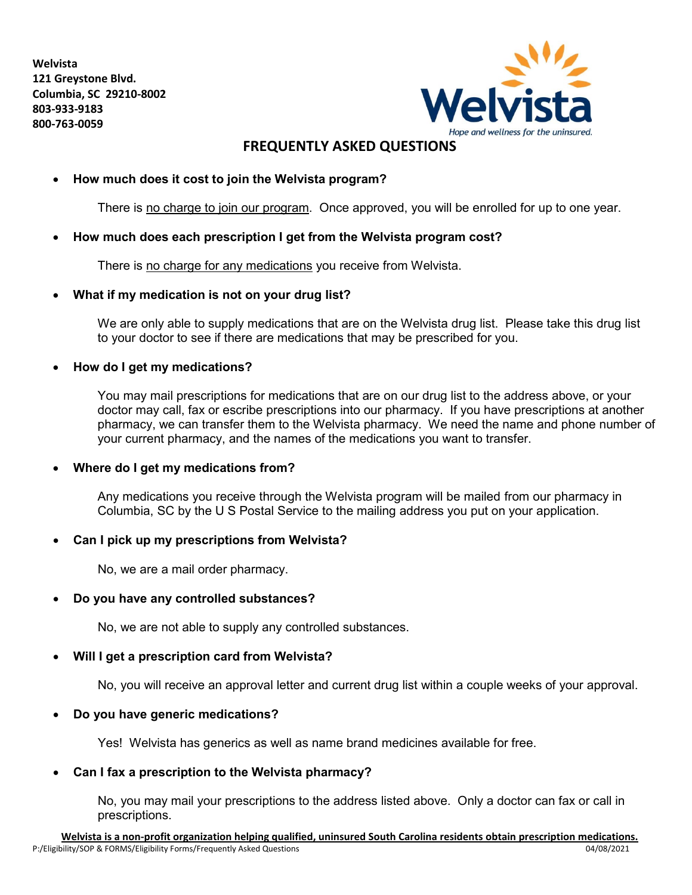**Welvista**
**121 Greystone Blvd.**
**Columbia, SC 29210-8002**
**803-933-9183**
**800-763-0059**

Welvista

*Hope and wellness for the uninsured.*

# FREQUENTLY ASKED QUESTIONS

- **How much does it cost to join the Welvista program?**

  There is no charge to join our program. Once approved, you will be enrolled for up to one year.

- **How much does each prescription I get from the Welvista program cost?**

  There is no charge for any medications you receive from Welvista.

- **What if my medication is not on your drug list?**

  We are only able to supply medications that are on the Welvista drug list. Please take this drug list to your doctor to see if there are medications that may be prescribed for you.

- **How do I get my medications?**

  You may mail prescriptions for medications that are on our drug list to the address above, or your doctor may call, fax or escribe prescriptions into our pharmacy. If you have prescriptions at another pharmacy, we can transfer them to the Welvista pharmacy. We need the name and phone number of your current pharmacy, and the names of the medications you want to transfer.

- **Where do I get my medications from?**

  Any medications you receive through the Welvista program will be mailed from our pharmacy in Columbia, SC by the U S Postal Service to the mailing address you put on your application.

- **Can I pick up my prescriptions from Welvista?**

  No, we are a mail order pharmacy.

- **Do you have any controlled substances?**

  No, we are not able to supply any controlled substances.

- **Will I get a prescription card from Welvista?**

  No, you will receive an approval letter and current drug list within a couple weeks of your approval.

- **Do you have generic medications?**

  Yes! Welvista has generics as well as name brand medicines available for free.

- **Can I fax a prescription to the Welvista pharmacy?**

  No, you may mail your prescriptions to the address listed above. Only a doctor can fax or call in prescriptions.

**Welvista is a non-profit organization helping qualified, uninsured South Carolina residents obtain prescription medications.**

P:/Eligibility/SOP & FORMS/Eligibility Forms/Frequently Asked Questions 04/08/2021